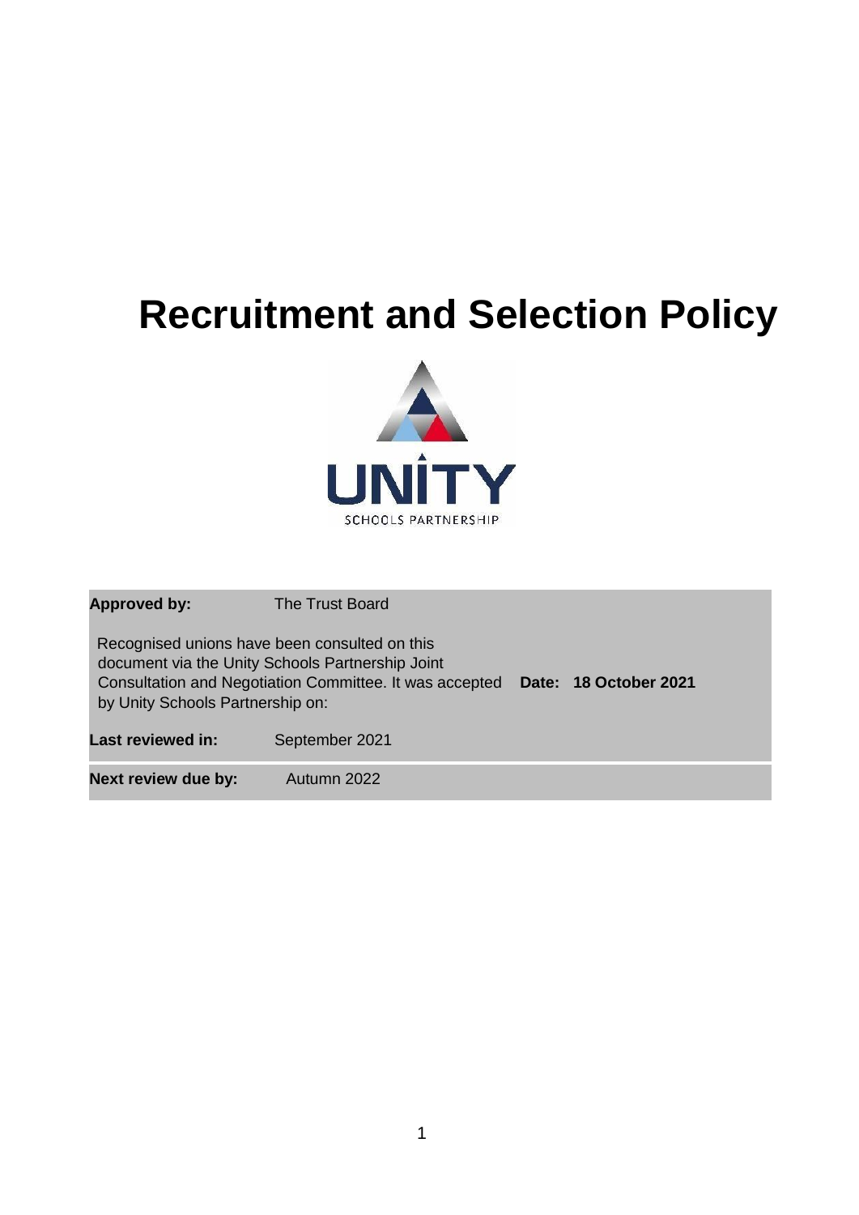# Recruitment and Selection Policy

UNITY SCHOOLS PARTNERSHIP

| | | |
|---|---|---|
| **Approved by:** | The Trust Board | |
| Recognised unions have been consulted on this document via the Unity Schools Partnership Joint Consultation and Negotiation Committee. It was accepted by Unity Schools Partnership on: | | **Date: 18 October 2021** |
| **Last reviewed in:** | September 2021 | |
| **Next review due by:** | Autumn 2022 | |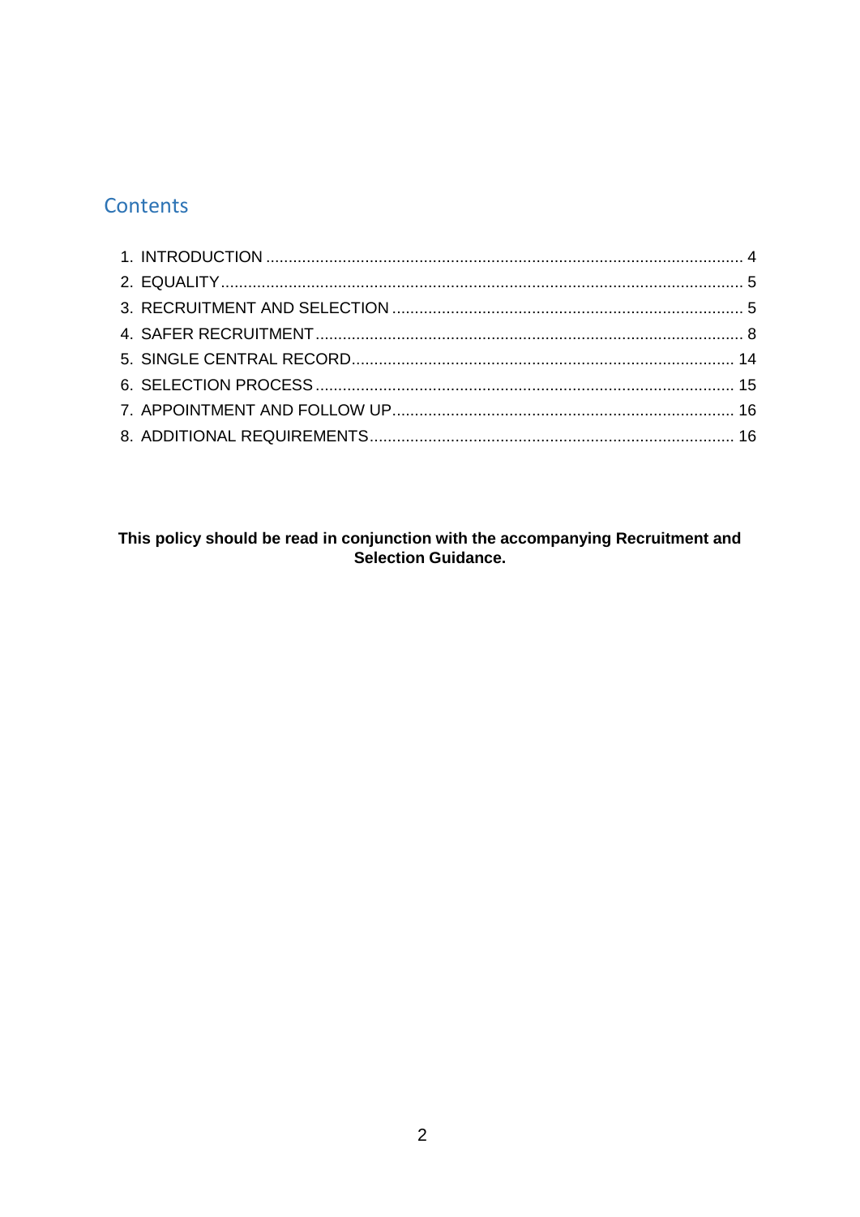## Contents

1. INTRODUCTION ........................................................................................................... 4
2. EQUALITY .................................................................................................................... 5
3. RECRUITMENT AND SELECTION .............................................................................. 5
4. SAFER RECRUITMENT ............................................................................................... 8
5. SINGLE CENTRAL RECORD ..................................................................................... 14
6. SELECTION PROCESS ............................................................................................. 15
7. APPOINTMENT AND FOLLOW UP ............................................................................ 16
8. ADDITIONAL REQUIREMENTS ................................................................................. 16

**This policy should be read in conjunction with the accompanying Recruitment and Selection Guidance.**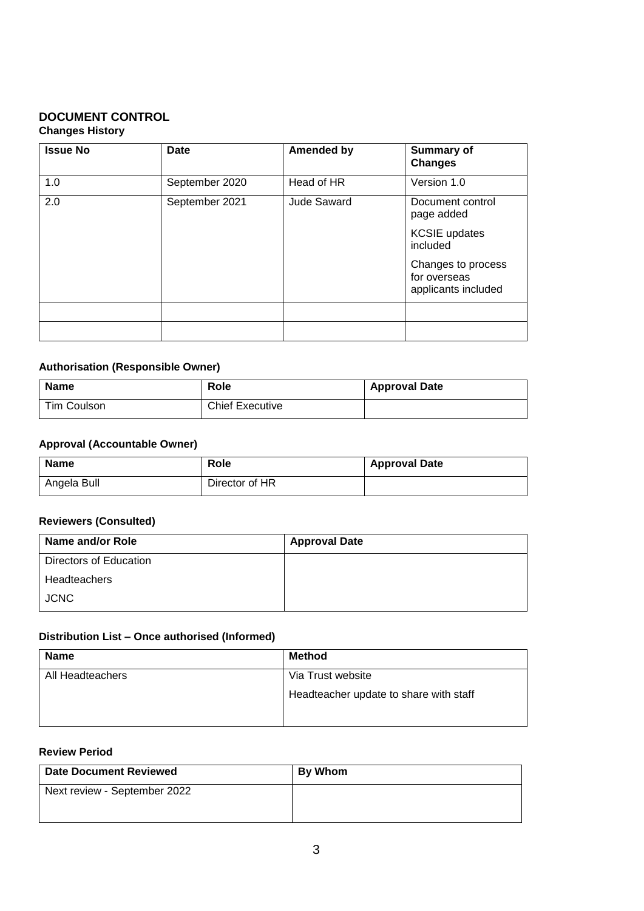# DOCUMENT CONTROL

## Changes History

| Issue No | Date | Amended by | Summary of Changes |
|---|---|---|---|
| 1.0 | September 2020 | Head of HR | Version 1.0 |
| 2.0 | September 2021 | Jude Saward | Document control page added<br>KCSIE updates included<br>Changes to process for overseas applicants included |
| | | | |
| | | | |

### Authorisation (Responsible Owner)

| Name | Role | Approval Date |
|---|---|---|
| Tim Coulson | Chief Executive | |

### Approval (Accountable Owner)

| Name | Role | Approval Date |
|---|---|---|
| Angela Bull | Director of HR | |

### Reviewers (Consulted)

| Name and/or Role | Approval Date |
|---|---|
| Directors of Education<br>Headteachers<br>JCNC | |

### Distribution List – Once authorised (Informed)

| Name | Method |
|---|---|
| All Headteachers | Via Trust website<br>Headteacher update to share with staff |

### Review Period

| Date Document Reviewed | By Whom |
|---|---|
| Next review - September 2022 | |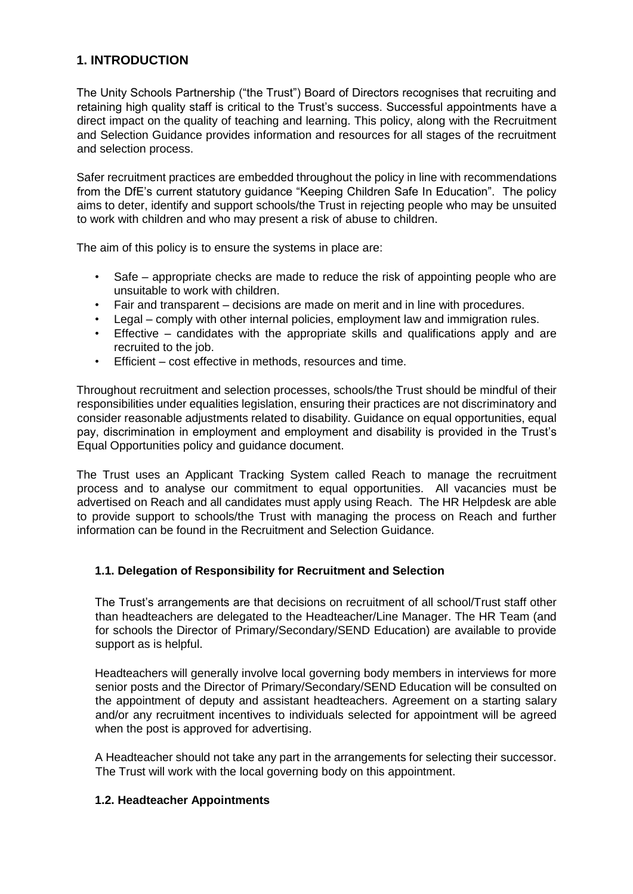## 1. INTRODUCTION

The Unity Schools Partnership ("the Trust") Board of Directors recognises that recruiting and retaining high quality staff is critical to the Trust's success. Successful appointments have a direct impact on the quality of teaching and learning. This policy, along with the Recruitment and Selection Guidance provides information and resources for all stages of the recruitment and selection process.

Safer recruitment practices are embedded throughout the policy in line with recommendations from the DfE's current statutory guidance "Keeping Children Safe In Education". The policy aims to deter, identify and support schools/the Trust in rejecting people who may be unsuited to work with children and who may present a risk of abuse to children.

The aim of this policy is to ensure the systems in place are:

- Safe – appropriate checks are made to reduce the risk of appointing people who are unsuitable to work with children.
- Fair and transparent – decisions are made on merit and in line with procedures.
- Legal – comply with other internal policies, employment law and immigration rules.
- Effective – candidates with the appropriate skills and qualifications apply and are recruited to the job.
- Efficient – cost effective in methods, resources and time.

Throughout recruitment and selection processes, schools/the Trust should be mindful of their responsibilities under equalities legislation, ensuring their practices are not discriminatory and consider reasonable adjustments related to disability. Guidance on equal opportunities, equal pay, discrimination in employment and employment and disability is provided in the Trust's Equal Opportunities policy and guidance document.

The Trust uses an Applicant Tracking System called Reach to manage the recruitment process and to analyse our commitment to equal opportunities. All vacancies must be advertised on Reach and all candidates must apply using Reach. The HR Helpdesk are able to provide support to schools/the Trust with managing the process on Reach and further information can be found in the Recruitment and Selection Guidance.

### 1.1. Delegation of Responsibility for Recruitment and Selection

The Trust's arrangements are that decisions on recruitment of all school/Trust staff other than headteachers are delegated to the Headteacher/Line Manager. The HR Team (and for schools the Director of Primary/Secondary/SEND Education) are available to provide support as is helpful.

Headteachers will generally involve local governing body members in interviews for more senior posts and the Director of Primary/Secondary/SEND Education will be consulted on the appointment of deputy and assistant headteachers. Agreement on a starting salary and/or any recruitment incentives to individuals selected for appointment will be agreed when the post is approved for advertising.

A Headteacher should not take any part in the arrangements for selecting their successor. The Trust will work with the local governing body on this appointment.

### 1.2. Headteacher Appointments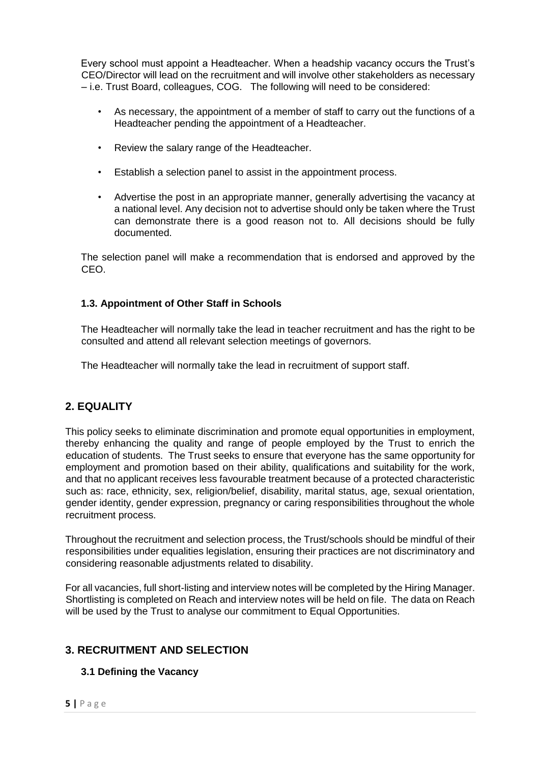Every school must appoint a Headteacher. When a headship vacancy occurs the Trust's CEO/Director will lead on the recruitment and will involve other stakeholders as necessary – i.e. Trust Board, colleagues, COG. The following will need to be considered:

- As necessary, the appointment of a member of staff to carry out the functions of a Headteacher pending the appointment of a Headteacher.
- Review the salary range of the Headteacher.
- Establish a selection panel to assist in the appointment process.
- Advertise the post in an appropriate manner, generally advertising the vacancy at a national level. Any decision not to advertise should only be taken where the Trust can demonstrate there is a good reason not to. All decisions should be fully documented.

The selection panel will make a recommendation that is endorsed and approved by the CEO.

### 1.3. Appointment of Other Staff in Schools

The Headteacher will normally take the lead in teacher recruitment and has the right to be consulted and attend all relevant selection meetings of governors.

The Headteacher will normally take the lead in recruitment of support staff.

## 2. EQUALITY

This policy seeks to eliminate discrimination and promote equal opportunities in employment, thereby enhancing the quality and range of people employed by the Trust to enrich the education of students. The Trust seeks to ensure that everyone has the same opportunity for employment and promotion based on their ability, qualifications and suitability for the work, and that no applicant receives less favourable treatment because of a protected characteristic such as: race, ethnicity, sex, religion/belief, disability, marital status, age, sexual orientation, gender identity, gender expression, pregnancy or caring responsibilities throughout the whole recruitment process.

Throughout the recruitment and selection process, the Trust/schools should be mindful of their responsibilities under equalities legislation, ensuring their practices are not discriminatory and considering reasonable adjustments related to disability.

For all vacancies, full short-listing and interview notes will be completed by the Hiring Manager. Shortlisting is completed on Reach and interview notes will be held on file. The data on Reach will be used by the Trust to analyse our commitment to Equal Opportunities.

## 3. RECRUITMENT AND SELECTION

### 3.1 Defining the Vacancy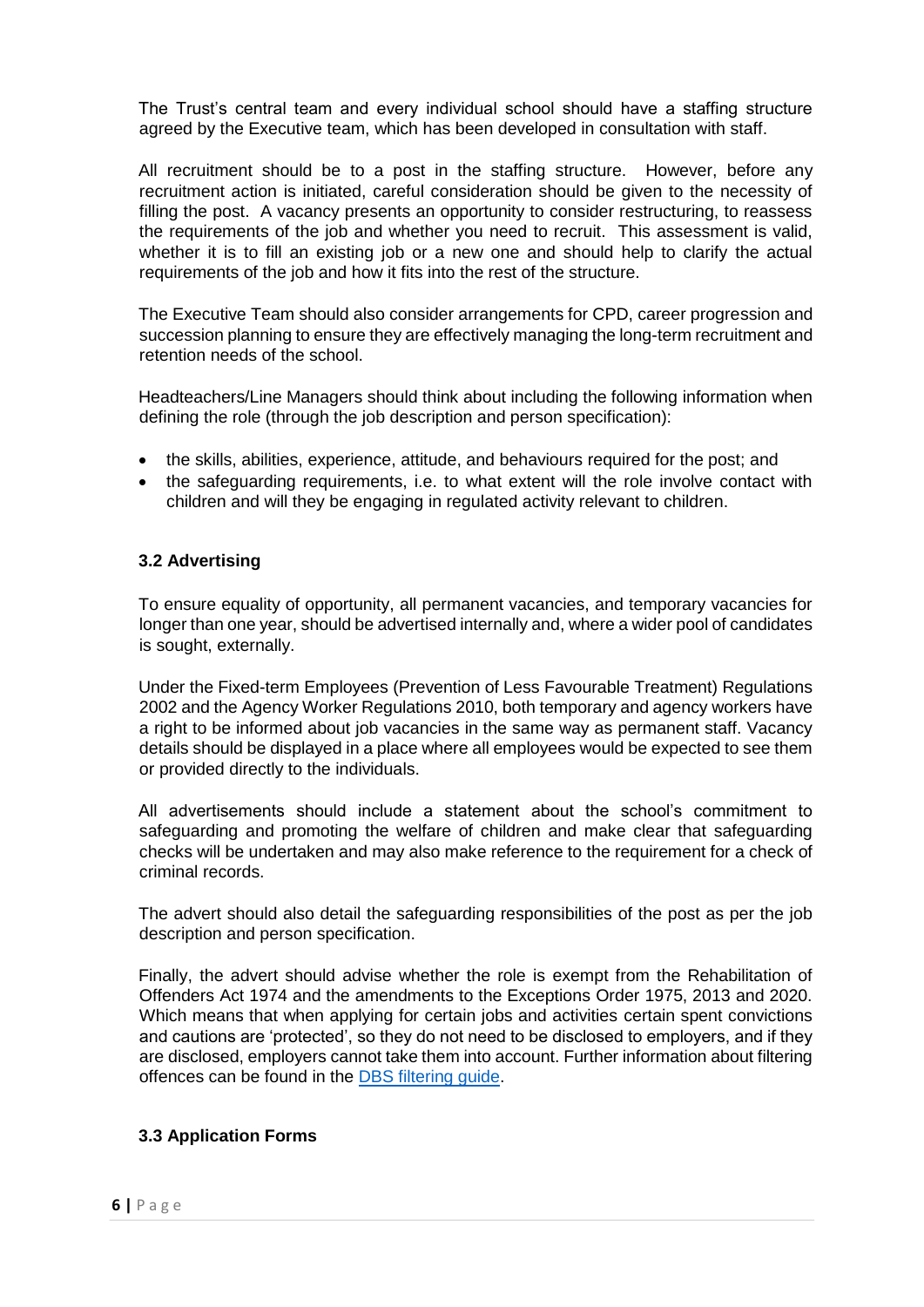The Trust's central team and every individual school should have a staffing structure agreed by the Executive team, which has been developed in consultation with staff.

All recruitment should be to a post in the staffing structure. However, before any recruitment action is initiated, careful consideration should be given to the necessity of filling the post. A vacancy presents an opportunity to consider restructuring, to reassess the requirements of the job and whether you need to recruit. This assessment is valid, whether it is to fill an existing job or a new one and should help to clarify the actual requirements of the job and how it fits into the rest of the structure.

The Executive Team should also consider arrangements for CPD, career progression and succession planning to ensure they are effectively managing the long-term recruitment and retention needs of the school.

Headteachers/Line Managers should think about including the following information when defining the role (through the job description and person specification):

- the skills, abilities, experience, attitude, and behaviours required for the post; and
- the safeguarding requirements, i.e. to what extent will the role involve contact with children and will they be engaging in regulated activity relevant to children.

### 3.2 Advertising

To ensure equality of opportunity, all permanent vacancies, and temporary vacancies for longer than one year, should be advertised internally and, where a wider pool of candidates is sought, externally.

Under the Fixed-term Employees (Prevention of Less Favourable Treatment) Regulations 2002 and the Agency Worker Regulations 2010, both temporary and agency workers have a right to be informed about job vacancies in the same way as permanent staff. Vacancy details should be displayed in a place where all employees would be expected to see them or provided directly to the individuals.

All advertisements should include a statement about the school's commitment to safeguarding and promoting the welfare of children and make clear that safeguarding checks will be undertaken and may also make reference to the requirement for a check of criminal records.

The advert should also detail the safeguarding responsibilities of the post as per the job description and person specification.

Finally, the advert should advise whether the role is exempt from the Rehabilitation of Offenders Act 1974 and the amendments to the Exceptions Order 1975, 2013 and 2020. Which means that when applying for certain jobs and activities certain spent convictions and cautions are 'protected', so they do not need to be disclosed to employers, and if they are disclosed, employers cannot take them into account. Further information about filtering offences can be found in the DBS filtering guide.

### 3.3 Application Forms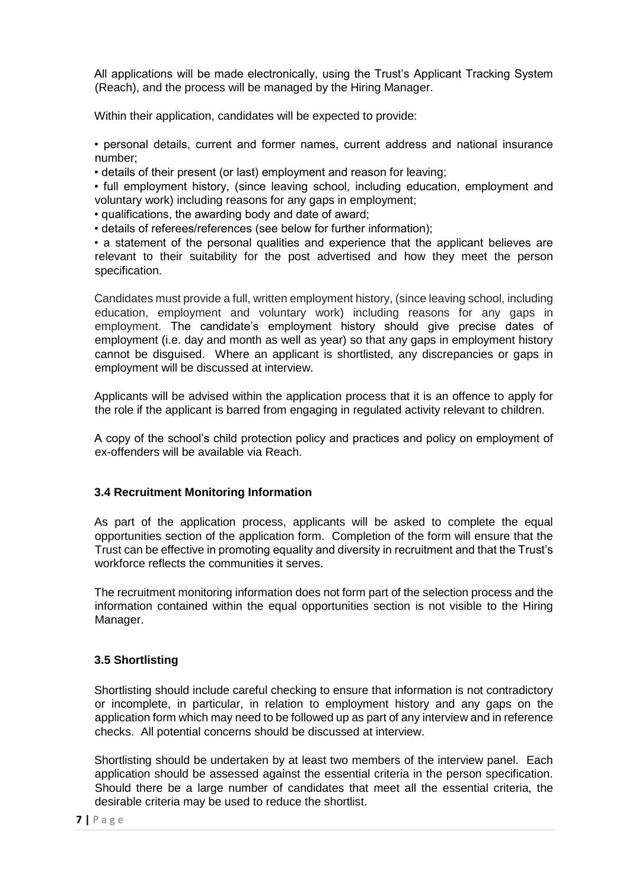All applications will be made electronically, using the Trust's Applicant Tracking System (Reach), and the process will be managed by the Hiring Manager.

Within their application, candidates will be expected to provide:

- personal details, current and former names, current address and national insurance number;
- details of their present (or last) employment and reason for leaving;
- full employment history, (since leaving school, including education, employment and voluntary work) including reasons for any gaps in employment;
- qualifications, the awarding body and date of award;
- details of referees/references (see below for further information);
- a statement of the personal qualities and experience that the applicant believes are relevant to their suitability for the post advertised and how they meet the person specification.

Candidates must provide a full, written employment history, (since leaving school, including education, employment and voluntary work) including reasons for any gaps in employment. The candidate's employment history should give precise dates of employment (i.e. day and month as well as year) so that any gaps in employment history cannot be disguised. Where an applicant is shortlisted, any discrepancies or gaps in employment will be discussed at interview.

Applicants will be advised within the application process that it is an offence to apply for the role if the applicant is barred from engaging in regulated activity relevant to children.

A copy of the school's child protection policy and practices and policy on employment of ex-offenders will be available via Reach.

### 3.4 Recruitment Monitoring Information

As part of the application process, applicants will be asked to complete the equal opportunities section of the application form. Completion of the form will ensure that the Trust can be effective in promoting equality and diversity in recruitment and that the Trust's workforce reflects the communities it serves.

The recruitment monitoring information does not form part of the selection process and the information contained within the equal opportunities section is not visible to the Hiring Manager.

### 3.5 Shortlisting

Shortlisting should include careful checking to ensure that information is not contradictory or incomplete, in particular, in relation to employment history and any gaps on the application form which may need to be followed up as part of any interview and in reference checks. All potential concerns should be discussed at interview.

Shortlisting should be undertaken by at least two members of the interview panel. Each application should be assessed against the essential criteria in the person specification. Should there be a large number of candidates that meet all the essential criteria, the desirable criteria may be used to reduce the shortlist.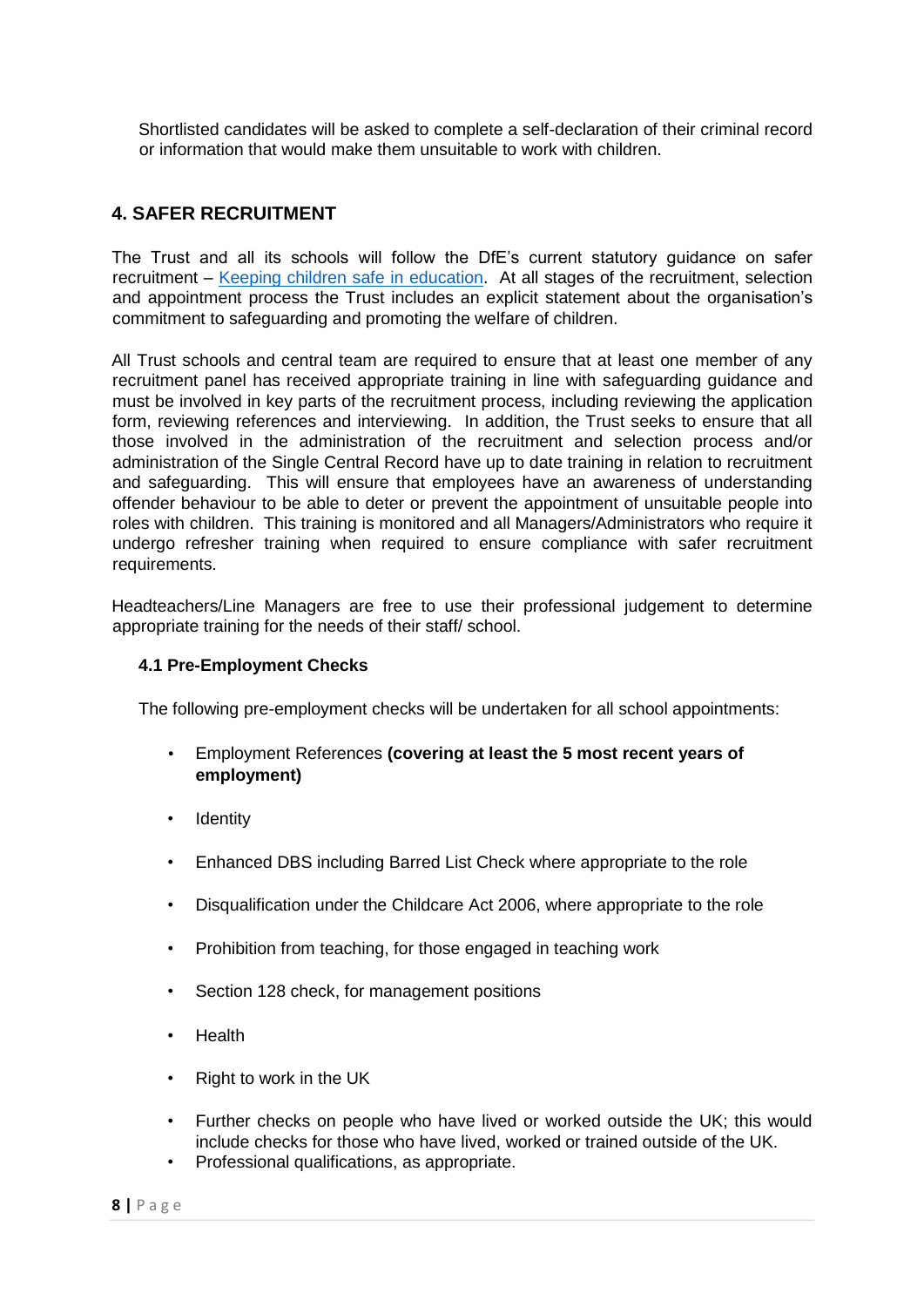Shortlisted candidates will be asked to complete a self-declaration of their criminal record or information that would make them unsuitable to work with children.

## 4. SAFER RECRUITMENT

The Trust and all its schools will follow the DfE's current statutory guidance on safer recruitment – [Keeping children safe in education](). At all stages of the recruitment, selection and appointment process the Trust includes an explicit statement about the organisation's commitment to safeguarding and promoting the welfare of children.

All Trust schools and central team are required to ensure that at least one member of any recruitment panel has received appropriate training in line with safeguarding guidance and must be involved in key parts of the recruitment process, including reviewing the application form, reviewing references and interviewing. In addition, the Trust seeks to ensure that all those involved in the administration of the recruitment and selection process and/or administration of the Single Central Record have up to date training in relation to recruitment and safeguarding. This will ensure that employees have an awareness of understanding offender behaviour to be able to deter or prevent the appointment of unsuitable people into roles with children. This training is monitored and all Managers/Administrators who require it undergo refresher training when required to ensure compliance with safer recruitment requirements.

Headteachers/Line Managers are free to use their professional judgement to determine appropriate training for the needs of their staff/ school.

### 4.1 Pre-Employment Checks

The following pre-employment checks will be undertaken for all school appointments:

- Employment References **(covering at least the 5 most recent years of employment)**
- Identity
- Enhanced DBS including Barred List Check where appropriate to the role
- Disqualification under the Childcare Act 2006, where appropriate to the role
- Prohibition from teaching, for those engaged in teaching work
- Section 128 check, for management positions
- Health
- Right to work in the UK
- Further checks on people who have lived or worked outside the UK; this would include checks for those who have lived, worked or trained outside of the UK.
- Professional qualifications, as appropriate.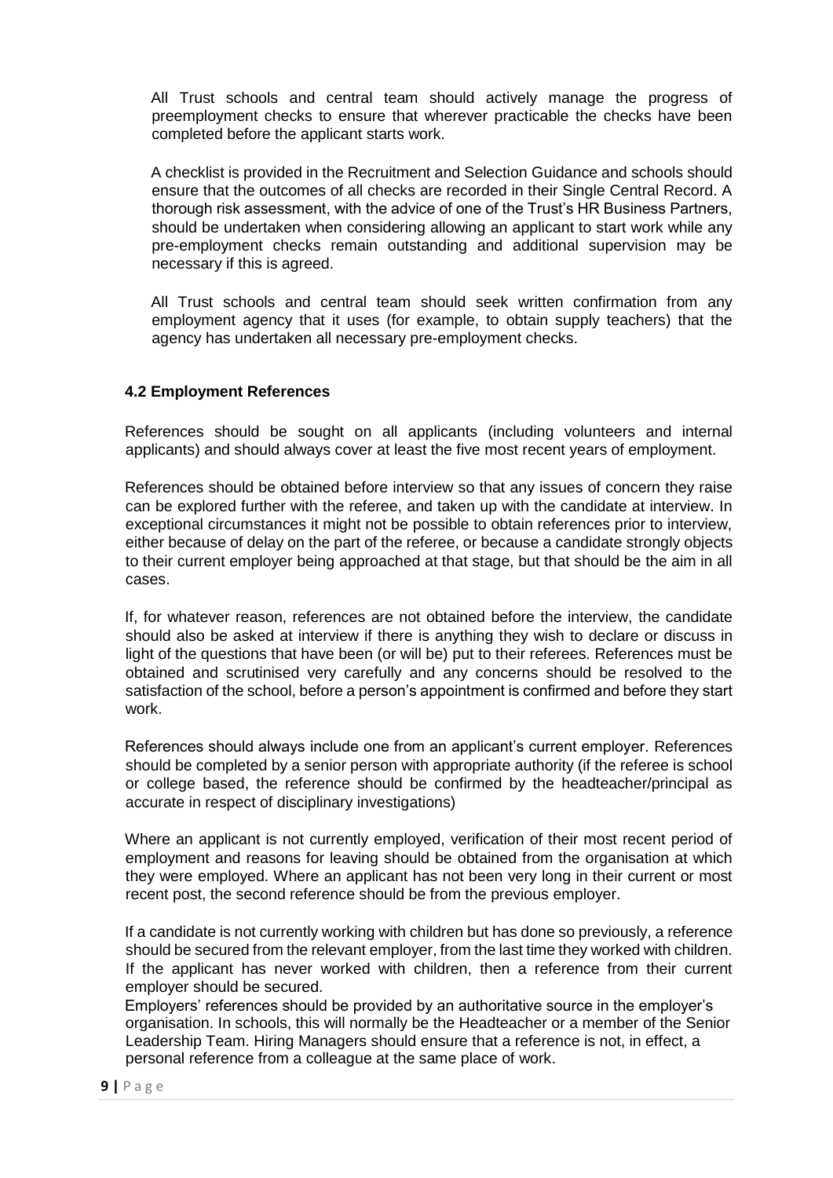All Trust schools and central team should actively manage the progress of preemployment checks to ensure that wherever practicable the checks have been completed before the applicant starts work.

A checklist is provided in the Recruitment and Selection Guidance and schools should ensure that the outcomes of all checks are recorded in their Single Central Record. A thorough risk assessment, with the advice of one of the Trust's HR Business Partners, should be undertaken when considering allowing an applicant to start work while any pre-employment checks remain outstanding and additional supervision may be necessary if this is agreed.

All Trust schools and central team should seek written confirmation from any employment agency that it uses (for example, to obtain supply teachers) that the agency has undertaken all necessary pre-employment checks.

### 4.2 Employment References

References should be sought on all applicants (including volunteers and internal applicants) and should always cover at least the five most recent years of employment.

References should be obtained before interview so that any issues of concern they raise can be explored further with the referee, and taken up with the candidate at interview. In exceptional circumstances it might not be possible to obtain references prior to interview, either because of delay on the part of the referee, or because a candidate strongly objects to their current employer being approached at that stage, but that should be the aim in all cases.

If, for whatever reason, references are not obtained before the interview, the candidate should also be asked at interview if there is anything they wish to declare or discuss in light of the questions that have been (or will be) put to their referees. References must be obtained and scrutinised very carefully and any concerns should be resolved to the satisfaction of the school, before a person's appointment is confirmed and before they start work.

References should always include one from an applicant's current employer. References should be completed by a senior person with appropriate authority (if the referee is school or college based, the reference should be confirmed by the headteacher/principal as accurate in respect of disciplinary investigations)

Where an applicant is not currently employed, verification of their most recent period of employment and reasons for leaving should be obtained from the organisation at which they were employed. Where an applicant has not been very long in their current or most recent post, the second reference should be from the previous employer.

If a candidate is not currently working with children but has done so previously, a reference should be secured from the relevant employer, from the last time they worked with children. If the applicant has never worked with children, then a reference from their current employer should be secured.

Employers' references should be provided by an authoritative source in the employer's organisation. In schools, this will normally be the Headteacher or a member of the Senior Leadership Team. Hiring Managers should ensure that a reference is not, in effect, a personal reference from a colleague at the same place of work.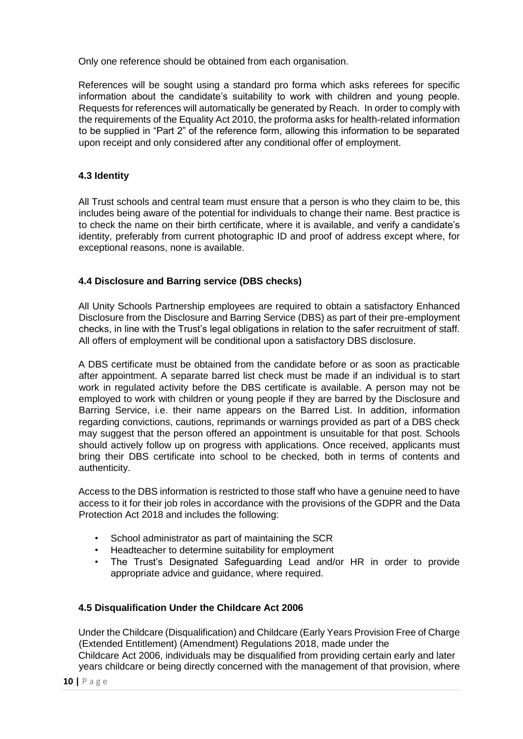Only one reference should be obtained from each organisation.

References will be sought using a standard pro forma which asks referees for specific information about the candidate's suitability to work with children and young people. Requests for references will automatically be generated by Reach. In order to comply with the requirements of the Equality Act 2010, the proforma asks for health-related information to be supplied in "Part 2" of the reference form, allowing this information to be separated upon receipt and only considered after any conditional offer of employment.

### 4.3 Identity

All Trust schools and central team must ensure that a person is who they claim to be, this includes being aware of the potential for individuals to change their name. Best practice is to check the name on their birth certificate, where it is available, and verify a candidate's identity, preferably from current photographic ID and proof of address except where, for exceptional reasons, none is available.

### 4.4 Disclosure and Barring service (DBS checks)

All Unity Schools Partnership employees are required to obtain a satisfactory Enhanced Disclosure from the Disclosure and Barring Service (DBS) as part of their pre-employment checks, in line with the Trust's legal obligations in relation to the safer recruitment of staff. All offers of employment will be conditional upon a satisfactory DBS disclosure.

A DBS certificate must be obtained from the candidate before or as soon as practicable after appointment. A separate barred list check must be made if an individual is to start work in regulated activity before the DBS certificate is available. A person may not be employed to work with children or young people if they are barred by the Disclosure and Barring Service, i.e. their name appears on the Barred List. In addition, information regarding convictions, cautions, reprimands or warnings provided as part of a DBS check may suggest that the person offered an appointment is unsuitable for that post. Schools should actively follow up on progress with applications. Once received, applicants must bring their DBS certificate into school to be checked, both in terms of contents and authenticity.

Access to the DBS information is restricted to those staff who have a genuine need to have access to it for their job roles in accordance with the provisions of the GDPR and the Data Protection Act 2018 and includes the following:

- School administrator as part of maintaining the SCR
- Headteacher to determine suitability for employment
- The Trust's Designated Safeguarding Lead and/or HR in order to provide appropriate advice and guidance, where required.

### 4.5 Disqualification Under the Childcare Act 2006

Under the Childcare (Disqualification) and Childcare (Early Years Provision Free of Charge (Extended Entitlement) (Amendment) Regulations 2018, made under the Childcare Act 2006, individuals may be disqualified from providing certain early and later years childcare or being directly concerned with the management of that provision, where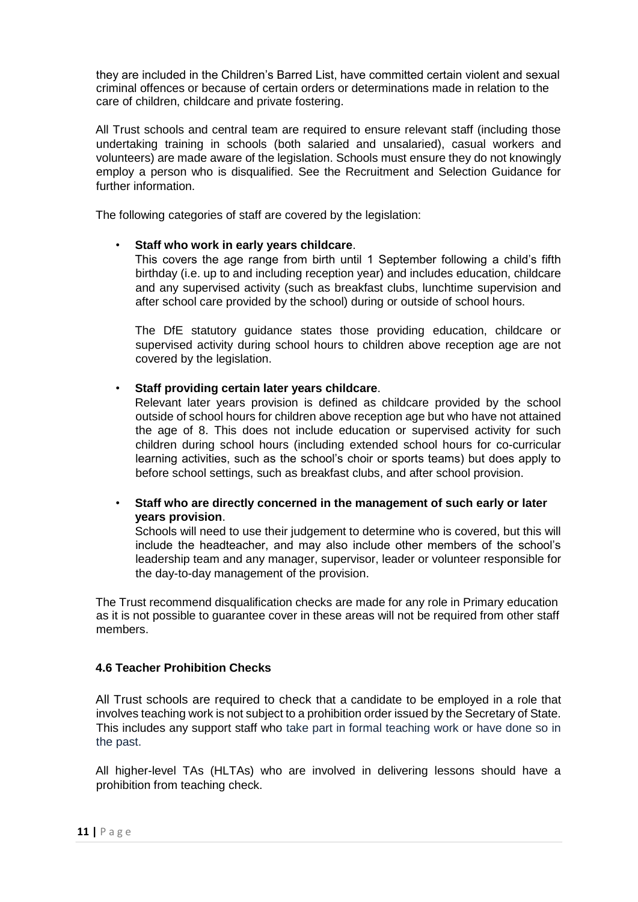they are included in the Children's Barred List, have committed certain violent and sexual criminal offences or because of certain orders or determinations made in relation to the care of children, childcare and private fostering.

All Trust schools and central team are required to ensure relevant staff (including those undertaking training in schools (both salaried and unsalaried), casual workers and volunteers) are made aware of the legislation. Schools must ensure they do not knowingly employ a person who is disqualified. See the Recruitment and Selection Guidance for further information.

The following categories of staff are covered by the legislation:

- **Staff who work in early years childcare**.
  This covers the age range from birth until 1 September following a child's fifth birthday (i.e. up to and including reception year) and includes education, childcare and any supervised activity (such as breakfast clubs, lunchtime supervision and after school care provided by the school) during or outside of school hours.

  The DfE statutory guidance states those providing education, childcare or supervised activity during school hours to children above reception age are not covered by the legislation.

- **Staff providing certain later years childcare**.
  Relevant later years provision is defined as childcare provided by the school outside of school hours for children above reception age but who have not attained the age of 8. This does not include education or supervised activity for such children during school hours (including extended school hours for co-curricular learning activities, such as the school's choir or sports teams) but does apply to before school settings, such as breakfast clubs, and after school provision.

- **Staff who are directly concerned in the management of such early or later years provision**.
  Schools will need to use their judgement to determine who is covered, but this will include the headteacher, and may also include other members of the school's leadership team and any manager, supervisor, leader or volunteer responsible for the day-to-day management of the provision.

The Trust recommend disqualification checks are made for any role in Primary education as it is not possible to guarantee cover in these areas will not be required from other staff members.

### 4.6 Teacher Prohibition Checks

All Trust schools are required to check that a candidate to be employed in a role that involves teaching work is not subject to a prohibition order issued by the Secretary of State. This includes any support staff who take part in formal teaching work or have done so in the past.

All higher-level TAs (HLTAs) who are involved in delivering lessons should have a prohibition from teaching check.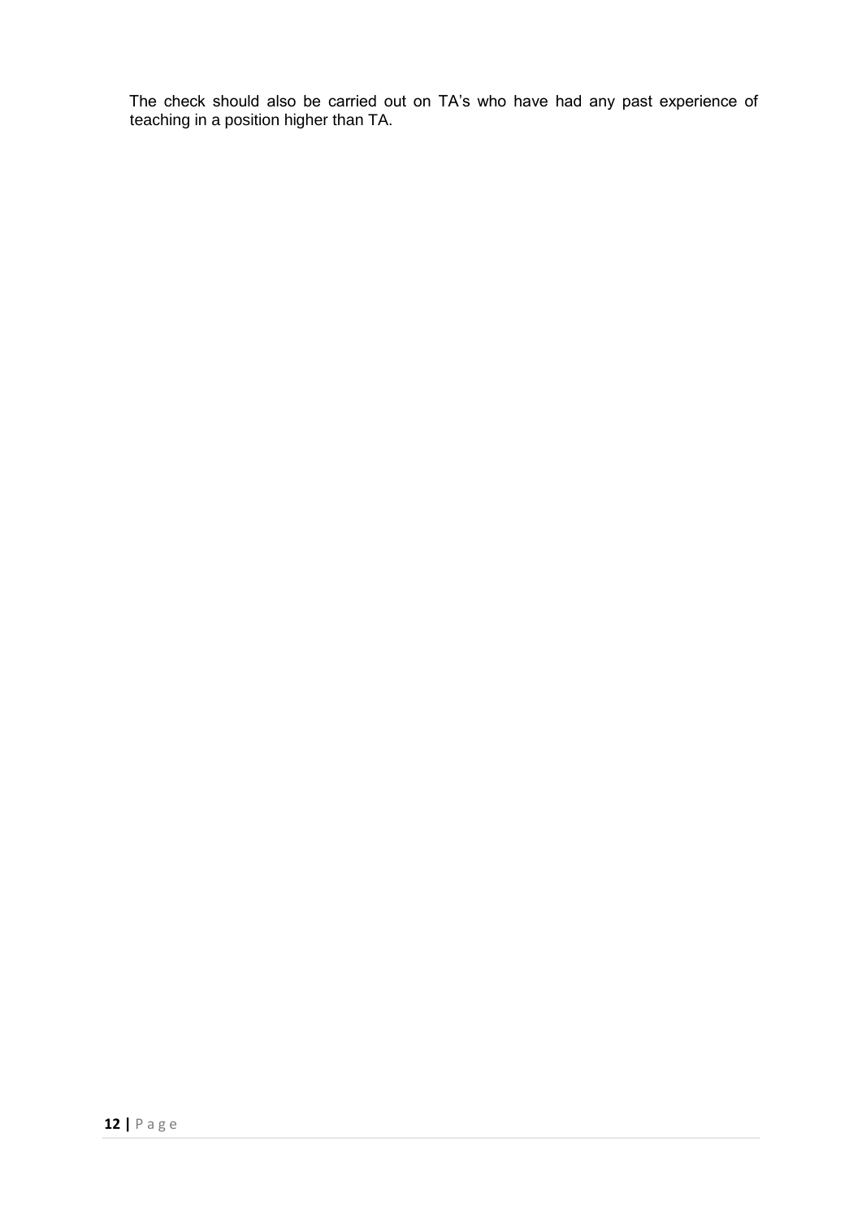The check should also be carried out on TA's who have had any past experience of teaching in a position higher than TA.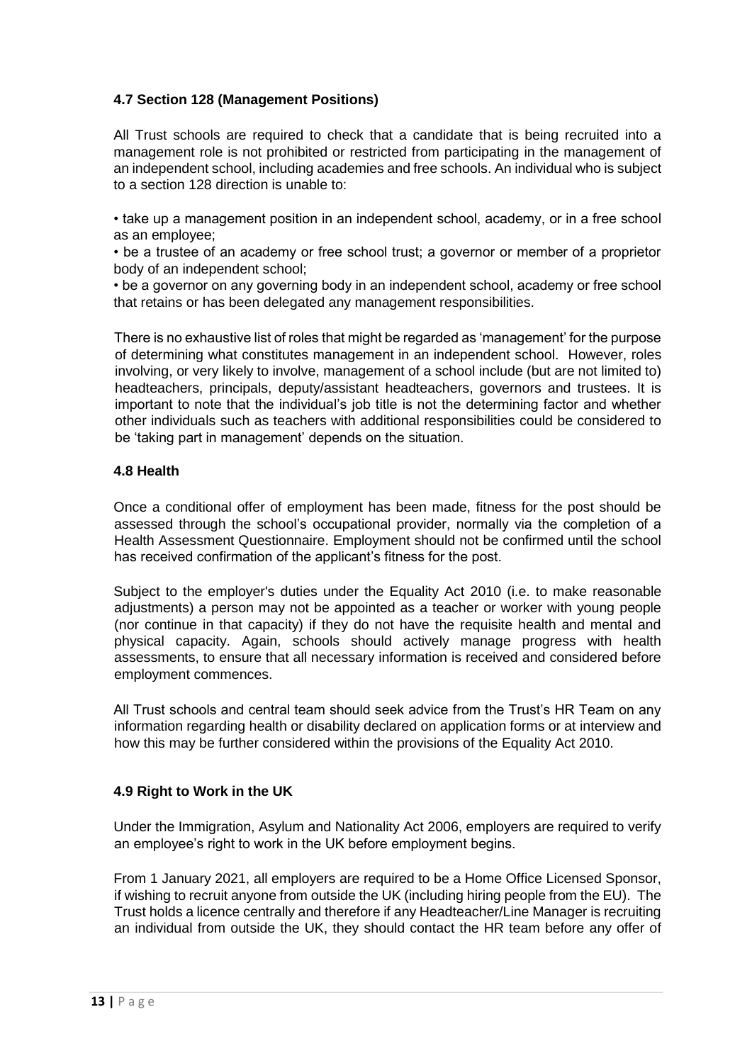### 4.7 Section 128 (Management Positions)

All Trust schools are required to check that a candidate that is being recruited into a management role is not prohibited or restricted from participating in the management of an independent school, including academies and free schools. An individual who is subject to a section 128 direction is unable to:

- take up a management position in an independent school, academy, or in a free school as an employee;
- be a trustee of an academy or free school trust; a governor or member of a proprietor body of an independent school;
- be a governor on any governing body in an independent school, academy or free school that retains or has been delegated any management responsibilities.

There is no exhaustive list of roles that might be regarded as 'management' for the purpose of determining what constitutes management in an independent school. However, roles involving, or very likely to involve, management of a school include (but are not limited to) headteachers, principals, deputy/assistant headteachers, governors and trustees. It is important to note that the individual's job title is not the determining factor and whether other individuals such as teachers with additional responsibilities could be considered to be 'taking part in management' depends on the situation.

### 4.8 Health

Once a conditional offer of employment has been made, fitness for the post should be assessed through the school's occupational provider, normally via the completion of a Health Assessment Questionnaire. Employment should not be confirmed until the school has received confirmation of the applicant's fitness for the post.

Subject to the employer's duties under the Equality Act 2010 (i.e. to make reasonable adjustments) a person may not be appointed as a teacher or worker with young people (nor continue in that capacity) if they do not have the requisite health and mental and physical capacity. Again, schools should actively manage progress with health assessments, to ensure that all necessary information is received and considered before employment commences.

All Trust schools and central team should seek advice from the Trust's HR Team on any information regarding health or disability declared on application forms or at interview and how this may be further considered within the provisions of the Equality Act 2010.

### 4.9 Right to Work in the UK

Under the Immigration, Asylum and Nationality Act 2006, employers are required to verify an employee's right to work in the UK before employment begins.

From 1 January 2021, all employers are required to be a Home Office Licensed Sponsor, if wishing to recruit anyone from outside the UK (including hiring people from the EU). The Trust holds a licence centrally and therefore if any Headteacher/Line Manager is recruiting an individual from outside the UK, they should contact the HR team before any offer of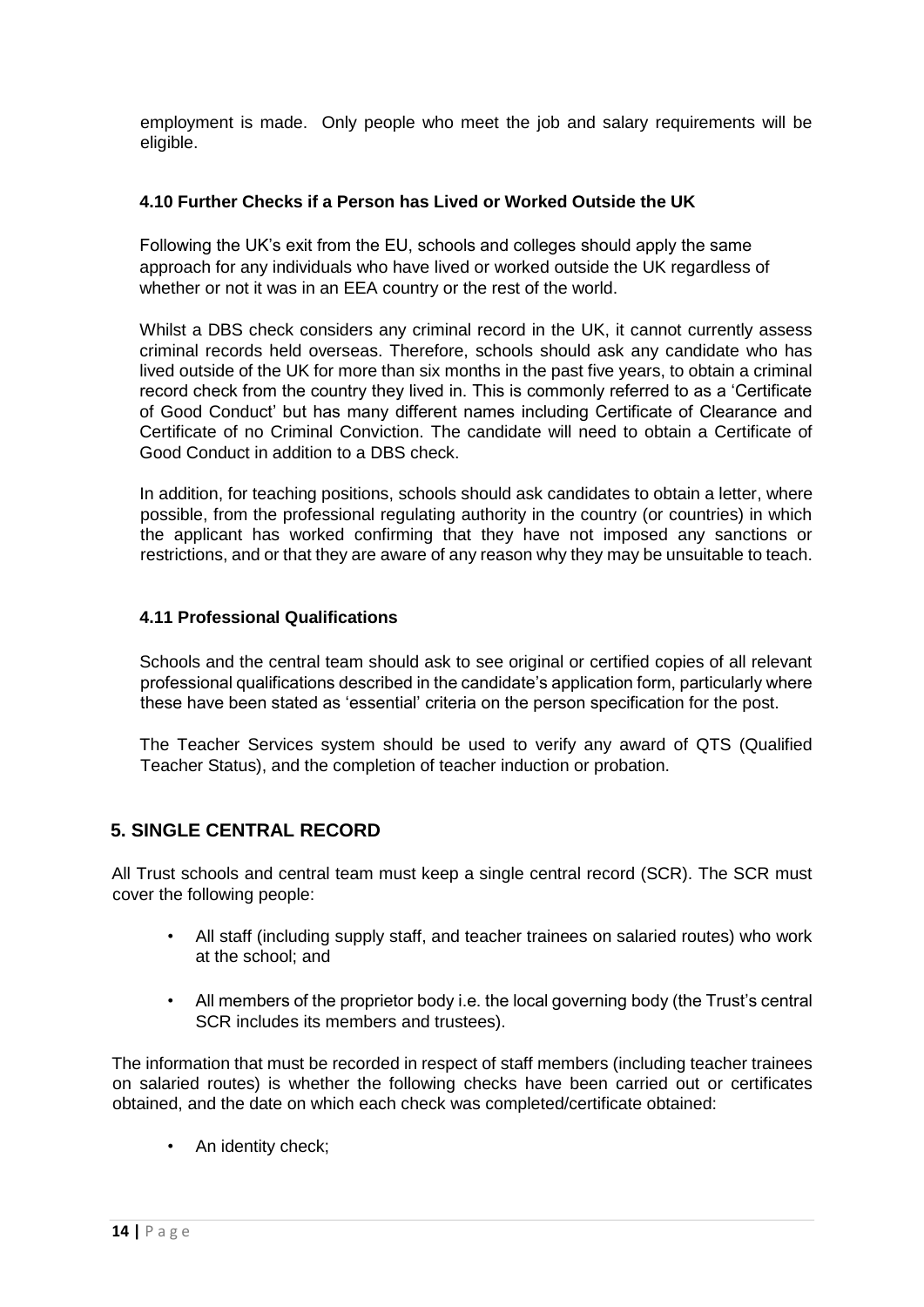employment is made. Only people who meet the job and salary requirements will be eligible.

### 4.10 Further Checks if a Person has Lived or Worked Outside the UK

Following the UK's exit from the EU, schools and colleges should apply the same approach for any individuals who have lived or worked outside the UK regardless of whether or not it was in an EEA country or the rest of the world.

Whilst a DBS check considers any criminal record in the UK, it cannot currently assess criminal records held overseas. Therefore, schools should ask any candidate who has lived outside of the UK for more than six months in the past five years, to obtain a criminal record check from the country they lived in. This is commonly referred to as a 'Certificate of Good Conduct' but has many different names including Certificate of Clearance and Certificate of no Criminal Conviction. The candidate will need to obtain a Certificate of Good Conduct in addition to a DBS check.

In addition, for teaching positions, schools should ask candidates to obtain a letter, where possible, from the professional regulating authority in the country (or countries) in which the applicant has worked confirming that they have not imposed any sanctions or restrictions, and or that they are aware of any reason why they may be unsuitable to teach.

### 4.11 Professional Qualifications

Schools and the central team should ask to see original or certified copies of all relevant professional qualifications described in the candidate's application form, particularly where these have been stated as 'essential' criteria on the person specification for the post.

The Teacher Services system should be used to verify any award of QTS (Qualified Teacher Status), and the completion of teacher induction or probation.

## 5. SINGLE CENTRAL RECORD

All Trust schools and central team must keep a single central record (SCR). The SCR must cover the following people:

- All staff (including supply staff, and teacher trainees on salaried routes) who work at the school; and
- All members of the proprietor body i.e. the local governing body (the Trust's central SCR includes its members and trustees).

The information that must be recorded in respect of staff members (including teacher trainees on salaried routes) is whether the following checks have been carried out or certificates obtained, and the date on which each check was completed/certificate obtained:

- An identity check;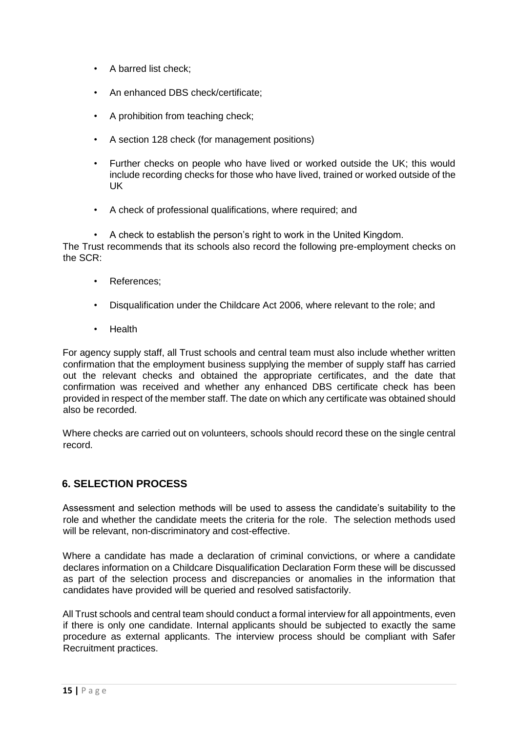- A barred list check;
- An enhanced DBS check/certificate;
- A prohibition from teaching check;
- A section 128 check (for management positions)
- Further checks on people who have lived or worked outside the UK; this would include recording checks for those who have lived, trained or worked outside of the UK
- A check of professional qualifications, where required; and
- A check to establish the person's right to work in the United Kingdom.

The Trust recommends that its schools also record the following pre-employment checks on the SCR:

- References;
- Disqualification under the Childcare Act 2006, where relevant to the role; and
- Health

For agency supply staff, all Trust schools and central team must also include whether written confirmation that the employment business supplying the member of supply staff has carried out the relevant checks and obtained the appropriate certificates, and the date that confirmation was received and whether any enhanced DBS certificate check has been provided in respect of the member staff. The date on which any certificate was obtained should also be recorded.

Where checks are carried out on volunteers, schools should record these on the single central record.

## 6. SELECTION PROCESS

Assessment and selection methods will be used to assess the candidate's suitability to the role and whether the candidate meets the criteria for the role. The selection methods used will be relevant, non-discriminatory and cost-effective.

Where a candidate has made a declaration of criminal convictions, or where a candidate declares information on a Childcare Disqualification Declaration Form these will be discussed as part of the selection process and discrepancies or anomalies in the information that candidates have provided will be queried and resolved satisfactorily.

All Trust schools and central team should conduct a formal interview for all appointments, even if there is only one candidate. Internal applicants should be subjected to exactly the same procedure as external applicants. The interview process should be compliant with Safer Recruitment practices.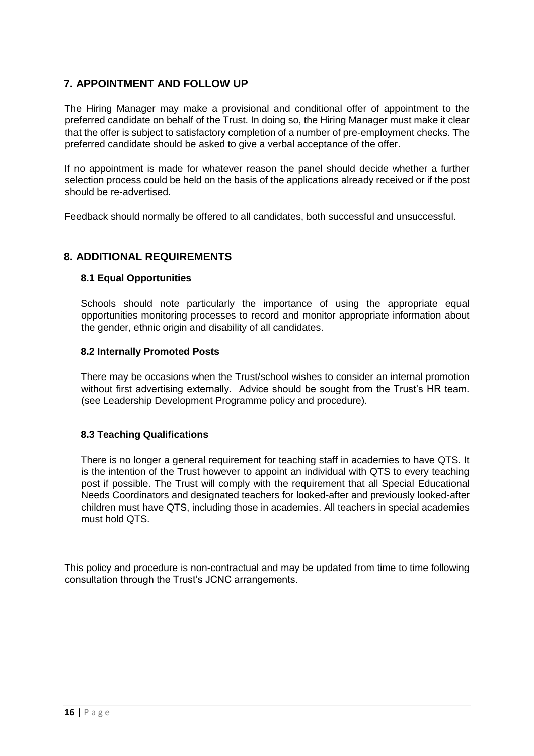## 7. APPOINTMENT AND FOLLOW UP

The Hiring Manager may make a provisional and conditional offer of appointment to the preferred candidate on behalf of the Trust. In doing so, the Hiring Manager must make it clear that the offer is subject to satisfactory completion of a number of pre-employment checks. The preferred candidate should be asked to give a verbal acceptance of the offer.

If no appointment is made for whatever reason the panel should decide whether a further selection process could be held on the basis of the applications already received or if the post should be re-advertised.

Feedback should normally be offered to all candidates, both successful and unsuccessful.

## 8. ADDITIONAL REQUIREMENTS

### 8.1 Equal Opportunities

Schools should note particularly the importance of using the appropriate equal opportunities monitoring processes to record and monitor appropriate information about the gender, ethnic origin and disability of all candidates.

### 8.2 Internally Promoted Posts

There may be occasions when the Trust/school wishes to consider an internal promotion without first advertising externally. Advice should be sought from the Trust's HR team. (see Leadership Development Programme policy and procedure).

### 8.3 Teaching Qualifications

There is no longer a general requirement for teaching staff in academies to have QTS. It is the intention of the Trust however to appoint an individual with QTS to every teaching post if possible. The Trust will comply with the requirement that all Special Educational Needs Coordinators and designated teachers for looked-after and previously looked-after children must have QTS, including those in academies. All teachers in special academies must hold QTS.

This policy and procedure is non-contractual and may be updated from time to time following consultation through the Trust's JCNC arrangements.